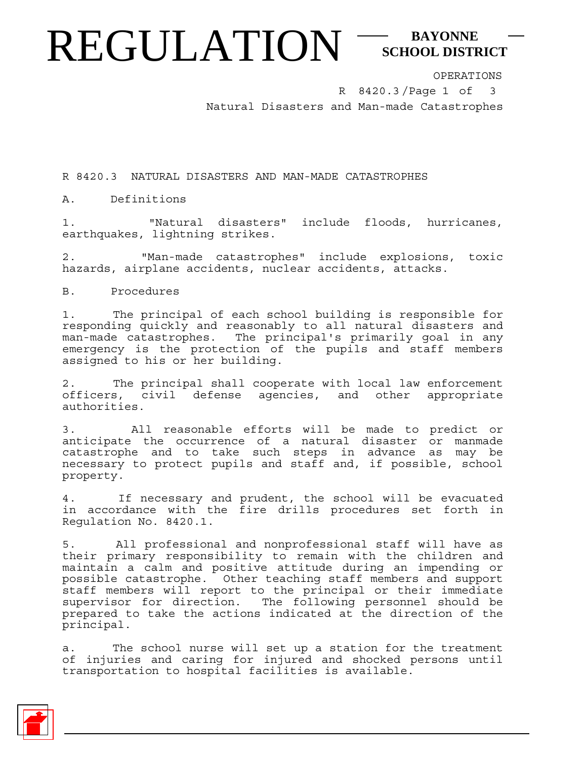# R 8420.3 NATURAL DISASTERS AND MAN-MADE CATASTROPHES

## A. Definitions

1. "Natural disasters" include floods, hurricanes, earthquakes, lightning strikes.

2. "Man-made catastrophes" include explosions, toxic hazards, airplane accidents, nuclear accidents, attacks.

## B. Procedures

1. The principal of each school building is responsible for responding quickly and reasonably to all natural disasters and man-made catastrophes. The principal's primarily goal in any emergency is the protection of the pupils and staff members assigned to his or her building.

2. The principal shall cooperate with local law enforcement officers, civil defense agencies, and other appropriate authorities.

3. All reasonable efforts will be made to predict or anticipate the occurrence of a natural disaster or manmade catastrophe and to take such steps in advance as may be necessary to protect pupils and staff and, if possible, school property.

4. If necessary and prudent, the school will be evacuated in accordance with the fire drills procedures set forth in Regulation No. 8420.1.

5. All professional and nonprofessional staff will have as their primary responsibility to remain with the children and maintain a calm and positive attitude during an impending or possible catastrophe. Other teaching staff members and support staff members will report to the principal or their immediate supervisor for direction. The following personnel should be prepared to take the actions indicated at the direction of the principal.

   a. The school nurse will set up a station for the treatment of injuries and caring for injured and shocked persons until transportation to hospital facilities is available.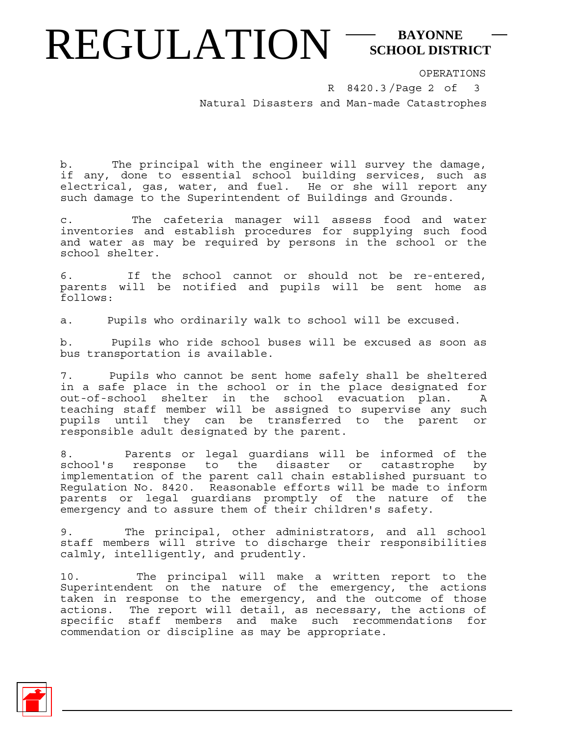b. The principal with the engineer will survey the damage, if any, done to essential school building services, such as electrical, gas, water, and fuel. He or she will report any such damage to the Superintendent of Buildings and Grounds.

c. The cafeteria manager will assess food and water inventories and establish procedures for supplying such food and water as may be required by persons in the school or the school shelter.

6. If the school cannot or should not be re-entered, parents will be notified and pupils will be sent home as follows:

a. Pupils who ordinarily walk to school will be excused.

b. Pupils who ride school buses will be excused as soon as bus transportation is available.

7. Pupils who cannot be sent home safely shall be sheltered in a safe place in the school or in the place designated for out-of-school shelter in the school evacuation plan. A teaching staff member will be assigned to supervise any such pupils until they can be transferred to the parent or responsible adult designated by the parent.

8. Parents or legal guardians will be informed of the school's response to the disaster or catastrophe by implementation of the parent call chain established pursuant to Regulation No. 8420. Reasonable efforts will be made to inform parents or legal guardians promptly of the nature of the emergency and to assure them of their children's safety.

9. The principal, other administrators, and all school staff members will strive to discharge their responsibilities calmly, intelligently, and prudently.

10. The principal will make a written report to the Superintendent on the nature of the emergency, the actions taken in response to the emergency, and the outcome of those actions. The report will detail, as necessary, the actions of specific staff members and make such recommendations for commendation or discipline as may be appropriate.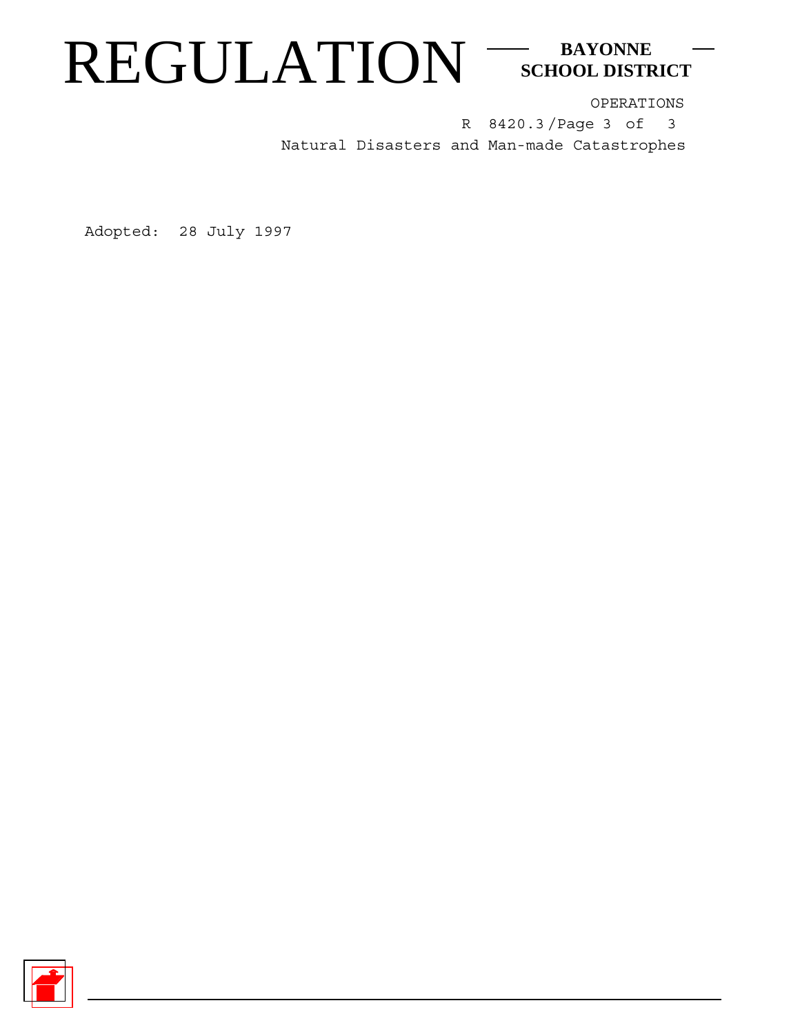Adopted: 28 July 1997